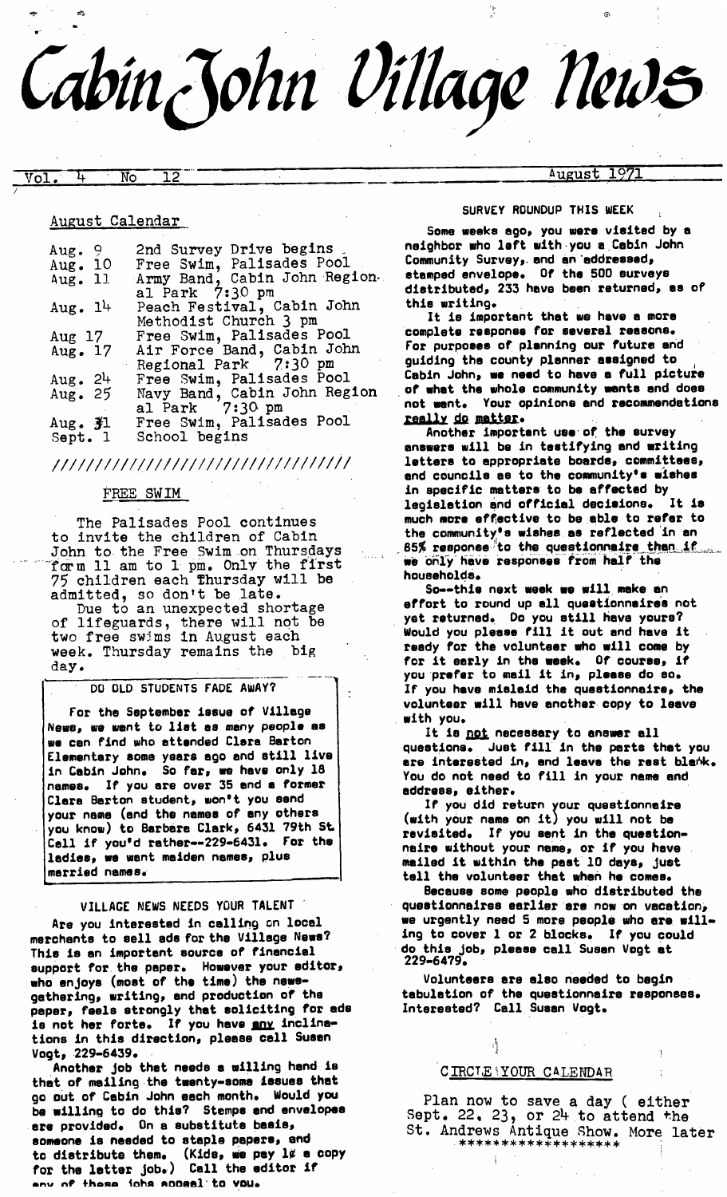# Cabin John Village News

Vol. 4 No 12 — August 1971

## August Calendar

| | |
|---|---|
| Aug. 9 | 2nd Survey Drive begins |
| Aug. 10 | Free Swim, Palisades Pool |
| Aug. 11 | Army Band, Cabin John Regional Park 7:30 pm |
| Aug. 14 | Peach Festival, Cabin John Methodist Church 3 pm |
| Aug 17 | Free Swim, Palisades Pool |
| Aug. 17 | Air Force Band, Cabin John Regional Park 7:30 pm |
| Aug. 24 | Free Swim, Palisades Pool |
| Aug. 25 | Navy Band, Cabin John Regional Park 7:30 pm |
| Aug. 31 | Free Swim, Palisades Pool |
| Sept. 1 | School begins |

////////////////////////////////////

## FREE SWIM

The Palisades Pool continues to invite the children of Cabin John to the Free Swim on Thursdays form 11 am to 1 pm. Only the first 75 children each Thursday will be admitted, so don't be late.

Due to an unexpected shortage of lifeguards, there will not be two free swims in August each week. Thursday remains the big day.

## DO OLD STUDENTS FADE AWAY?

For the September issue of Village News, we want to list as many people as we can find who attended Clara Barton Elementary some years ago and still live in Cabin John. So far, we have only 18 names. If you are over 35 and a former Clara Barton student, won't you send your name (and the names of any others you know) to Barbara Clark, 6431 79th St. Call if you'd rather--229-6431. For the ladies, we want maiden names, plus married names.

## VILLAGE NEWS NEEDS YOUR TALENT

Are you interested in calling on local merchants to sell ads for the Village News? This is an important source of financial support for the paper. However your editor, who enjoys (most of the time) the news-gathering, writing, and production of the paper, feels strongly that soliciting for ads is not her forte. If you have any inclinations in this direction, please call Susan Vogt, 229-6439.

Another job that needs a willing hand is that of mailing the twenty-some issues that go out of Cabin John each month. Would you be willing to do this? Stamps and envelopes are provided. On a substitute basis, someone is needed to staple papers, and to distribute them. (Kids, we pay 1¢ a copy for the latter job.) Call the editor if any of these jobs appeal to you.

## SURVEY ROUNDUP THIS WEEK

Some weeks ago, you were visited by a neighbor who left with you a Cabin John Community Survey, and an addressed, stamped envelope. Of the 500 surveys distributed, 233 have been returned, as of this writing.

It is important that we have a more complete response for several reasons. For purposes of planning our future and guiding the county planner assigned to Cabin John, we need to have a full picture of what the whole community wants and does not want. Your opinions and recommendations **really do matter.**

Another important use of the survey answers will be in testifying and writing letters to appropriate boards, committees, and councils as to the community's wishes in specific matters to be affected by legislation and official decisions. It is much more effective to be able to refer to the community's wishes as reflected in an 85% response to the questionnaire than if we only have responses from half the households.

So--this next week we will make an effort to round up all questionnaires not yet returned. Do you still have yours? Would you please fill it out and have it ready for the volunteer who will come by for it early in the week. Of course, if you prefer to mail it in, please do so. If you have mislaid the questionnaire, the volunteer will have another copy to leave with you.

It is not necessary to answer all questions. Just fill in the parts that you are interested in, and leave the rest blank. You do not need to fill in your name and address, either.

If you did return your questionnaire (with your name on it) you will not be revisited. If you sent in the questionnaire without your name, or if you have mailed it within the past 10 days, just tell the volunteer that when he comes.

Because some people who distributed the questionnaires earlier are now on vacation, we urgently need 5 more people who are willing to cover 1 or 2 blocks. If you could do this job, please call Susan Vogt at 229-6479.

Volunteers are also needed to begin tabulation of the questionnaire responses. Interested? Call Susan Vogt.

## CIRCLE YOUR CALENDAR

Plan now to save a day ( either Sept. 22, 23, or 24 to attend the St. Andrews Antique Show. More later

*******************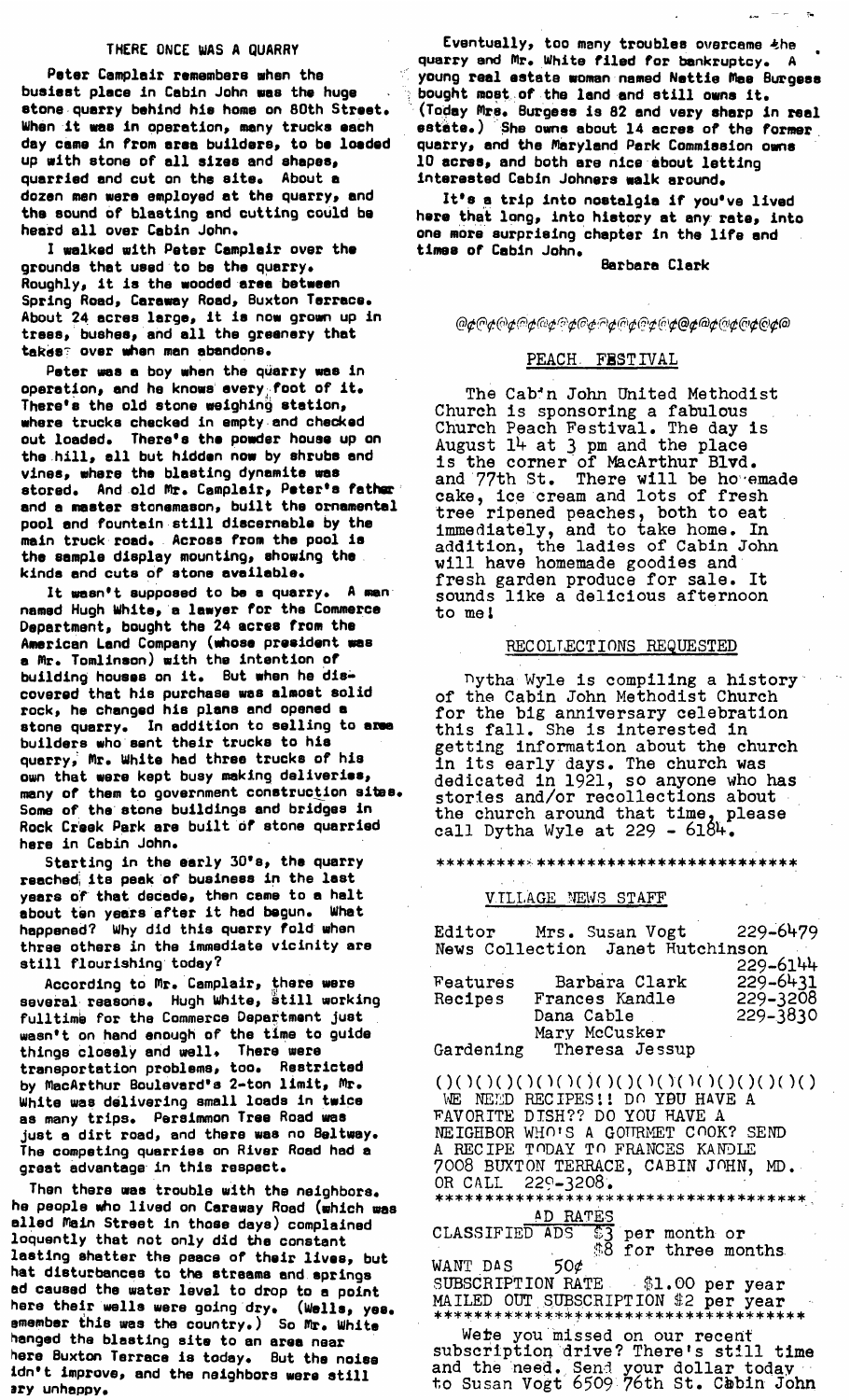## THERE ONCE WAS A QUARRY

Peter Camplair remembers when the busiest place in Cabin John was the huge stone quarry behind his home on 80th Street. When it was in operation, many trucks each day came in from area builders, to be loaded up with stone of all sizes and shapes, quarried and cut on the site. About a dozen men were employed at the quarry, and the sound of blasting and cutting could be heard all over Cabin John.

I walked with Peter Camplair over the grounds that used to be the quarry. Roughly, it is the wooded area between Spring Road, Caraway Road, Buxton Terrace. About 24 acres large, it is now grown up in trees, bushes, and all the greenery that takes over when man abandons.

Peter was a boy when the quarry was in operation, and he knows every foot of it. There's the old stone weighing station, where trucks checked in empty and checked out loaded. There's the powder house up on the hill, all but hidden now by shrubs and vines, where the blasting dynamite was stored. And old Mr. Camplair, Peter's father and a master stonemason, built the ornamental pool and fountain still discernable by the main truck road. Across from the pool is the sample display mounting, showing the kinds and cuts of stone available.

It wasn't supposed to be a quarry. A man named Hugh White, a lawyer for the Commerce Department, bought the 24 acres from the American Land Company (whose president was a Mr. Tomlinson) with the intention of building houses on it. But when he discovered that his purchase was almost solid rock, he changed his plans and opened a stone quarry. In addition to selling to area builders who sent their trucks to his quarry, Mr. White had three trucks of his own that were kept busy making deliveries, many of them to government construction sites. Some of the stone buildings and bridges in Rock Creek Park are built of stone quarried here in Cabin John.

Starting in the early 30's, the quarry reached its peak of business in the last years of that decade, then came to a halt about ten years after it had begun. What happened? Why did this quarry fold when three others in the immediate vicinity are still flourishing today?

According to Mr. Camplair, there were several reasons. Hugh White, still working fulltime for the Commerce Department just wasn't on hand enough of the time to guide things closely and well. There were transportation problems, too. Restricted by MacArthur Boulevard's 2-ton limit, Mr. White was delivering small loads in twice as many trips. Persimmon Tree Road was just a dirt road, and there was no Beltway. The competing quarries on River Road had a great advantage in this respect.

Then there was trouble with the neighbors. he people who lived on Caraway Road (which was alled Main Street in those days) complained loquently that not only did the constant lasting shatter the peace of their lives, but hat disturbances to the streams and springs ad caused the water level to drop to a point here their wells were going dry. (Wells, yes. emember this was the country.) So Mr. White hanged the blasting site to an area near here Buxton Terrace is today. But the noise idn't improve, and the neighbors were still ary unhappy.

Eventually, too many troubles overcame the quarry and Mr. White filed for bankruptcy. A young real estate woman named Nettie Mae Burgess bought most of the land and still owns it. (Today Mrs. Burgess is 82 and very sharp in real estate.) She owns about 14 acres of the former quarry, and the Maryland Park Commission owns 10 acres, and both are nice about letting interested Cabin Johners walk around.

It's a trip into nostalgia if you've lived here that long, into history at any rate, into one more surprising chapter in the life and times of Cabin John.

Barbara Clark

@¢@¢@¢@¢@¢@¢@¢@¢@¢@¢@¢@¢@¢@¢@¢@¢@

## PEACH FESTIVAL

The Cab'n John United Methodist Church is sponsoring a fabulous Church Peach Festival. The day is August 14 at 3 pm and the place is the corner of MacArthur Blvd. and 77th St. There will be homemade cake, ice cream and lots of fresh tree ripened peaches, both to eat immediately, and to take home. In addition, the ladies of Cabin John will have homemade goodies and fresh garden produce for sale. It sounds like a delicious afternoon to me!

## RECOLLECTIONS REQUESTED

Dytha Wyle is compiling a history of the Cabin John Methodist Church for the big anniversary celebration this fall. She is interested in getting information about the church in its early days. The church was dedicated in 1921, so anyone who has stories and/or recollections about the church around that time, please call Dytha Wyle at 229 - 6184.

*************************************

## VILLAGE NEWS STAFF

| | | |
|---|---|---|
| Editor | Mrs. Susan Vogt | 229-6479 |
| News Collection | Janet Hutchinson | 229-6144 |
| Features | Barbara Clark | 229-6431 |
| Recipes | Frances Kandle | 229-3208 |
| | Dana Cable | 229-3830 |
| | Mary McCusker | |
| Gardening | Theresa Jessup | |

()()()()()()()()()()()()()()()()()()

WE NEED RECIPES!! DO YOU HAVE A FAVORITE DISH?? DO YOU HAVE A NEIGHBOR WHO'S A GOURMET COOK? SEND A RECIPE TODAY TO FRANCES KANDLE 7008 BUXTON TERRACE, CABIN JOHN, MD. OR CALL 229-3208.

*************************************

## AD RATES

CLASSIFIED ADS $3 per month or $8 for three months

WANT ADS 50¢

SUBSCRIPTION RATE $1.00 per year

MAILED OUT SUBSCRIPTION $2 per year

*************************************

Were you missed on our recent subscription drive? There's still time and the need. Send your dollar today to Susan Vogt 6509 76th St. Cabin John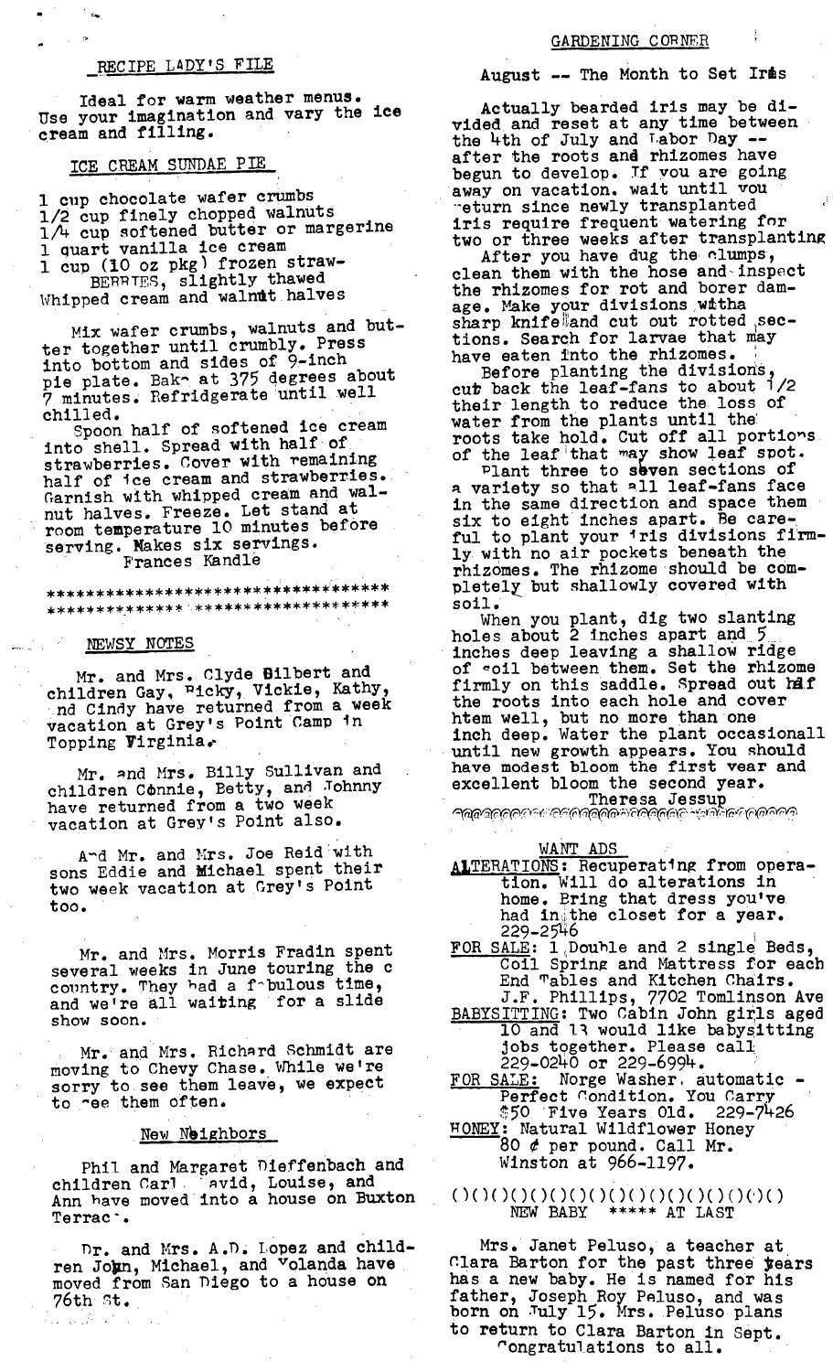## RECIPE LADY'S FILE

Ideal for warm weather menus. Use your imagination and vary the ice cream and filling.

### ICE CREAM SUNDAE PIE

1 cup chocolate wafer crumbs
1/2 cup finely chopped walnuts
1/4 cup softened butter or margerine
1 quart vanilla ice cream
1 cup (10 oz pkg) frozen straw-
   BERRIES, slightly thawed
Whipped cream and walnut halves

Mix wafer crumbs, walnuts and butter together until crumbly. Press into bottom and sides of 9-inch pie plate. Bake at 375 degrees about 7 minutes. Refridgerate until well chilled.

Spoon half of softened ice cream into shell. Spread with half of strawberries. Cover with remaining half of ice cream and strawberries. Garnish with whipped cream and walnut halves. Freeze. Let stand at room temperature 10 minutes before serving. Makes six servings.

Frances Kandle

***********************************
***********************************

## NEWSY NOTES

Mr. and Mrs. Clyde Gilbert and children Gay, Ricky, Vickie, Kathy, and Cindy have returned from a week vacation at Grey's Point Camp in Topping Virginia.

Mr. and Mrs. Billy Sullivan and children Connie, Betty, and Johnny have returned from a two week vacation at Grey's Point also.

And Mr. and Mrs. Joe Reid with sons Eddie and Michael spent their two week vacation at Grey's Point too.

Mr. and Mrs. Morris Fradin spent several weeks in June touring the c country. They had a fabulous time, and we're all waiting for a slide show soon.

Mr. and Mrs. Richard Schmidt are moving to Chevy Chase. While we're sorry to see them leave, we expect to see them often.

### New Neighbors

Phil and Margaret Dieffenbach and children Carl, David, Louise, and Ann have moved into a house on Buxton Terrace.

Dr. and Mrs. A.D. Lopez and children John, Michael, and Yolanda have moved from San Diego to a house on 76th St.

## GARDENING CORNER

### August -- The Month to Set Iris

Actually bearded iris may be divided and reset at any time between the 4th of July and Labor Day -- after the roots and rhizomes have begun to develop. If you are going away on vacation, wait until you return since newly transplanted iris require frequent watering for two or three weeks after transplanting.

After you have dug the clumps, clean them with the hose and inspect the rhizomes for rot and borer damage. Make your divisions with a sharp knife and cut out rotted sections. Search for larvae that may have eaten into the rhizomes.

Before planting the divisions, cut back the leaf-fans to about 1/2 their length to reduce the loss of water from the plants until the roots take hold. Cut off all portions of the leaf that may show leaf spot.

Plant three to seven sections of a variety so that all leaf-fans face in the same direction and space them six to eight inches apart. Be careful to plant your iris divisions firmly with no air pockets beneath the rhizomes. The rhizome should be completely but shallowly covered with soil.

When you plant, dig two slanting holes about 2 inches apart and 5 inches deep leaving a shallow ridge of soil between them. Set the rhizome firmly on this saddle. Spread out half the roots into each hole and cover htem well, but no more than one inch deep. Water the plant occasionall until new growth appears. You should have modest bloom the first year and excellent bloom the second year.

Theresa Jessup

## WANT ADS

**ALTERATIONS:** Recuperating from operation. Will do alterations in home. Bring that dress you've had in the closet for a year. 229-2546

**FOR SALE:** 1 Double and 2 single Beds, Coil Spring and Mattress for each End Tables and Kitchen Chairs. J.F. Phillips, 7702 Tomlinson Ave

**BABYSITTING:** Two Cabin John girls aged 10 and 13 would like babysitting jobs together. Please call 229-0240 or 229-6994.

**FOR SALE:** Norge Washer, automatic - Perfect Condition. You Carry $50 Five Years Old. 229-7426

**HONEY:** Natural Wildflower Honey 80 ¢ per pound. Call Mr. Winston at 966-1197.

()()()()()()()()()()()()()()()()()

### NEW BABY ***** AT LAST

Mrs. Janet Peluso, a teacher at Clara Barton for the past three years has a new baby. He is named for his father, Joseph Roy Peluso, and was born on July 15. Mrs. Peluso plans to return to Clara Barton in Sept. Congratulations to all.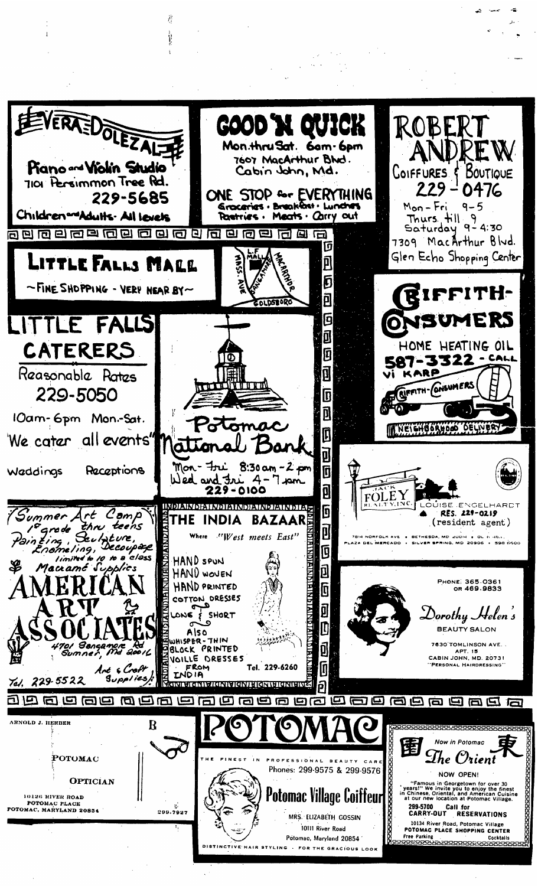## EVERA DOLEZAL

**Piano and Violin Studio**
7101 Persimmon Tree Rd.
229-5685
Children and Adults · All levels

## GOOD 'N QUICK

Mon. thru Sat. 6am-6pm
7607 MacArthur Blvd.
Cabin John, Md.

ONE STOP for EVERYTHING
Groceries · Breakfast · Lunches
Pastries · Meats · Carry out

## ROBERT ANDREW

COIFFURES & BOUTIQUE
229-0476
Mon-Fri 9-5
Thurs. till 9
Saturday 9-4:30
7309 MacArthur Blvd.
Glen Echo Shopping Center

## LITTLE FALLS MALL

~FINE SHOPPING - VERY NEAR BY~

L.F. MALL
MASS. AVE
SANGAMORE
MACARTHUR
GOLDSBORO

## GRIFFITH-CONSUMERS

HOME HEATING OIL
587-3322 - CALL VI KARP
GRIFFITH-CONSUMERS
NEIGHBORHOOD DELIVERY

## LITTLE FALLS CATERERS

Reasonable Rates
229-5050
10am-6pm Mon.-Sat.
"We cater all events"
Weddings Receptions

## Potomac National Bank

Mon-Fri 8:30am-2pm
Wed and Fri 4-7pm
229-0100

## JACK FOLEY REALTY, INC.

LOUISE ENGELHARDT
RES. 229-0219
(resident agent)

7814 NORFOLK AVE • BETHESDA, MD 20014 • OL 6-46..
PLAZA DEL MERCADO • SILVER SPRING, MD 20906 • 598 6500

## Summer Art Camp

1st grade thru teens
Painting, Sculpture, Enameling, Decoupage
limited to 10 to a class
Macramé Supplies

## AMERICAN ART ASSOCIATES

4701 Sangamore Rd
Sumner, Md 20016
Art & Craft Supplies!
Tel. 229-5522

## THE INDIA BAZAAR

Where "West meets East"

HAND SPUN
HAND WOVEN
HAND PRINTED
COTTON DRESSES
LONG & SHORT
Also
WHISPER-THIN
BLOCK PRINTED
VOILLE DRESSES
FROM INDIA

Tel. 229-6260

## Dorothy Helen's

PHONE: 365-0361
OR 469-9833

BEAUTY SALON
7630 TOMLINSON AVE.
APT. 15
CABIN JOHN, MD. 20731
"PERSONAL HAIRDRESSING"

## POTOMAC OPTICIAN

ARNOLD J. HERBER
R
10126 RIVER ROAD
POTOMAC PLACE
POTOMAC, MARYLAND 20854
299-7927

## POTOMAC

THE FINEST IN PROFESSIONAL BEAUTY CARE
Phones: 299-9575 & 299-9576

## Potomac Village Coiffeur

MRS. ELIZABETH GOSSIN
10111 River Road
Potomac, Maryland 20854
DISTINCTIVE HAIR STYLING · FOR THE GRACIOUS LOOK

## The Orient

Now in Potomac
NOW OPEN!

"Famous in Georgetown for over 30 years!" We invite you to enjoy the finest in Chinese, Oriental, and American Cuisine at our new location at Potomac Village.

299-5700 Call for
CARRY-OUT RESERVATIONS
10134 River Road, Potomac Village
POTOMAC PLACE SHOPPING CENTER
Free Parking Cocktails